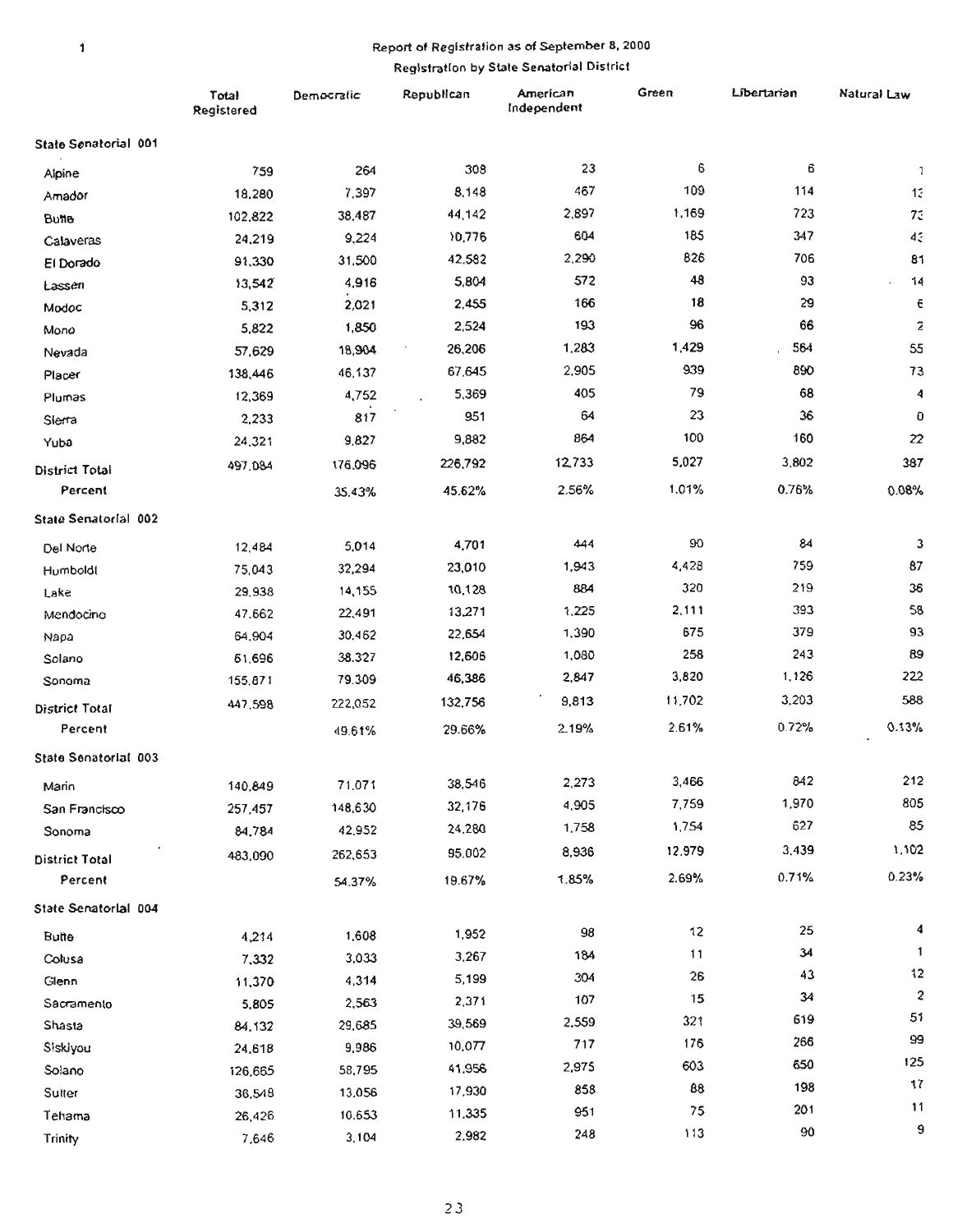Report of Registration as of September 8, 2000

Registration by State Senatorial District

| | Total Registered | Democratic | Republican | American Independent | Green | Libertarian | Natural Law |
|---|---|---|---|---|---|---|---|
| **State Senatorial 001** | | | | | | | |
| Alpine | 759 | 264 | 308 | 23 | 6 | 6 | 1 |
| Amador | 18,280 | 7,397 | 8,148 | 467 | 109 | 114 | 13 |
| Butte | 102,822 | 38,487 | 44,142 | 2,897 | 1,169 | 723 | 73 |
| Calaveras | 24,219 | 9,224 | 10,776 | 604 | 185 | 347 | 43 |
| El Dorado | 91,330 | 31,500 | 42,582 | 2,290 | 826 | 706 | 81 |
| Lassen | 13,542 | 4,916 | 5,804 | 572 | 48 | 93 | 14 |
| Modoc | 5,312 | 2,021 | 2,455 | 166 | 18 | 29 | 6 |
| Mono | 5,822 | 1,850 | 2,524 | 193 | 96 | 66 | 2 |
| Nevada | 57,629 | 18,904 | 26,206 | 1,283 | 1,429 | 584 | 55 |
| Placer | 138,446 | 46,137 | 67,645 | 2,905 | 939 | 890 | 73 |
| Plumas | 12,369 | 4,752 | 5,369 | 405 | 79 | 68 | 4 |
| Sierra | 2,233 | 817 | 951 | 64 | 23 | 36 | 0 |
| Yuba | 24,321 | 9,827 | 9,882 | 864 | 100 | 160 | 22 |
| District Total | 497,084 | 176,096 | 226,792 | 12,733 | 5,027 | 3,802 | 387 |
| Percent | | 35.43% | 45.62% | 2.56% | 1.01% | 0.76% | 0.08% |
| **State Senatorial 002** | | | | | | | |
| Del Norte | 12,484 | 5,014 | 4,701 | 444 | 90 | 84 | 3 |
| Humboldt | 75,043 | 32,294 | 23,010 | 1,943 | 4,428 | 759 | 87 |
| Lake | 29,938 | 14,155 | 10,128 | 884 | 320 | 219 | 36 |
| Mendocino | 47,662 | 22,491 | 13,271 | 1,225 | 2,111 | 393 | 58 |
| Napa | 64,904 | 30,462 | 22,654 | 1,390 | 675 | 379 | 93 |
| Solano | 61,696 | 38,327 | 12,606 | 1,080 | 258 | 243 | 89 |
| Sonoma | 155,871 | 79,309 | 46,386 | 2,847 | 3,820 | 1,126 | 222 |
| District Total | 447,598 | 222,052 | 132,756 | 9,813 | 11,702 | 3,203 | 588 |
| Percent | | 49.61% | 29.66% | 2.19% | 2.61% | 0.72% | 0.13% |
| **State Senatorial 003** | | | | | | | |
| Marin | 140,849 | 71,071 | 38,546 | 2,273 | 3,466 | 842 | 212 |
| San Francisco | 257,457 | 148,630 | 32,176 | 4,905 | 7,759 | 1,970 | 805 |
| Sonoma | 84,784 | 42,952 | 24,280 | 1,758 | 1,754 | 627 | 85 |
| District Total | 483,090 | 262,653 | 95,002 | 8,936 | 12,979 | 3,439 | 1,102 |
| Percent | | 54.37% | 19.67% | 1.85% | 2.69% | 0.71% | 0.23% |
| **State Senatorial 004** | | | | | | | |
| Butte | 4,214 | 1,608 | 1,952 | 98 | 12 | 25 | 4 |
| Colusa | 7,332 | 3,033 | 3,267 | 184 | 11 | 34 | 1 |
| Glenn | 11,370 | 4,314 | 5,199 | 304 | 26 | 43 | 12 |
| Sacramento | 5,805 | 2,563 | 2,371 | 107 | 15 | 34 | 2 |
| Shasta | 84,132 | 29,685 | 39,569 | 2,559 | 321 | 619 | 51 |
| Siskiyou | 24,618 | 9,986 | 10,077 | 717 | 176 | 266 | 99 |
| Solano | 126,665 | 58,795 | 41,956 | 2,975 | 603 | 650 | 125 |
| Sutter | 36,548 | 13,056 | 17,930 | 858 | 88 | 198 | 17 |
| Tehama | 26,426 | 10,653 | 11,335 | 951 | 75 | 201 | 11 |
| Trinity | 7,646 | 3,104 | 2,982 | 248 | 113 | 90 | 9 |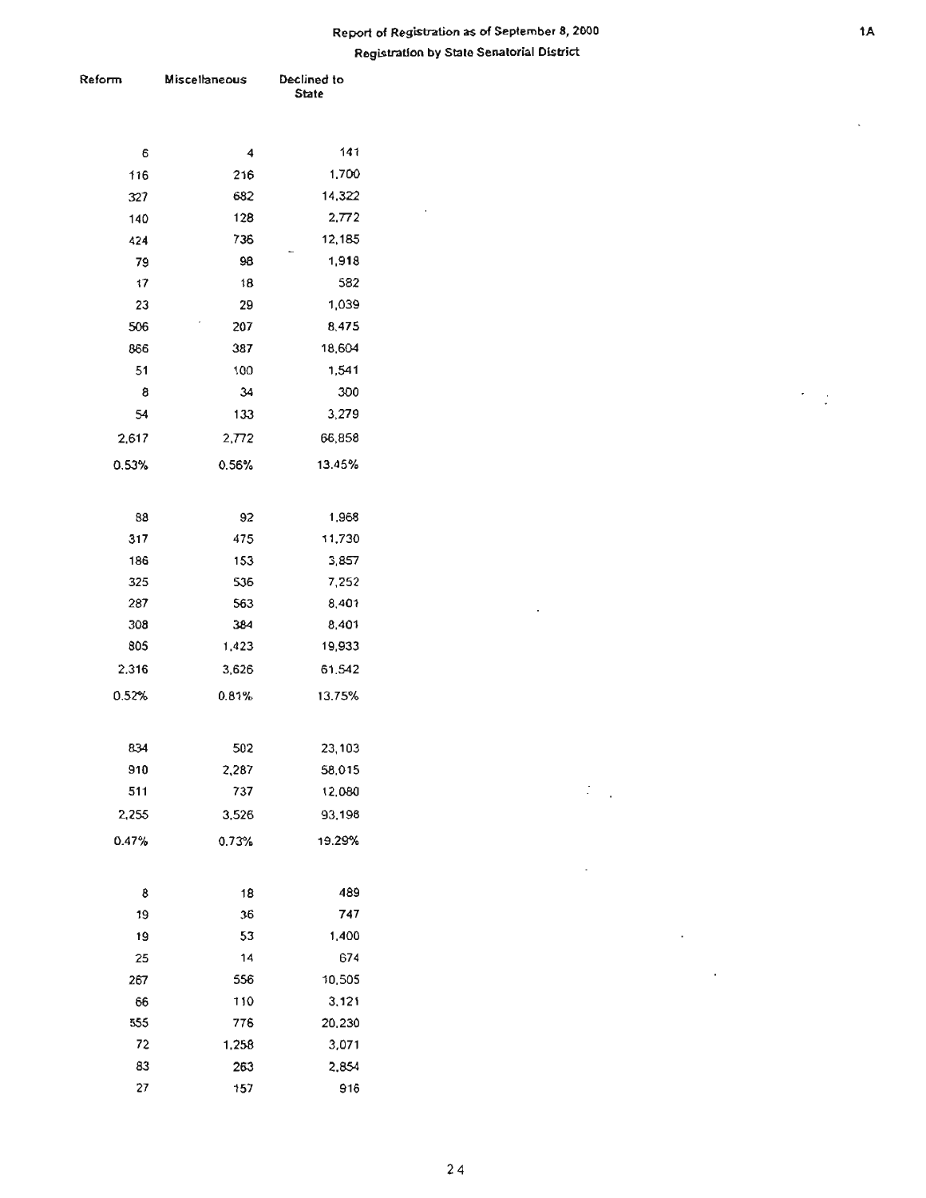# Report of Registration as of September 8, 2000

## Registration by State Senatorial District

| Reform | Miscellaneous | Declined to State |
|---|---|---|
| 6 | 4 | 141 |
| 116 | 216 | 1,700 |
| 327 | 682 | 14,322 |
| 140 | 128 | 2,772 |
| 424 | 736 | 12,185 |
| 79 | 98 | 1,918 |
| 17 | 18 | 582 |
| 23 | 29 | 1,039 |
| 506 | 207 | 8,475 |
| 866 | 387 | 18,604 |
| 51 | 100 | 1,541 |
| 8 | 34 | 300 |
| 54 | 133 | 3,279 |
| 2,617 | 2,772 | 66,858 |
| 0.53% | 0.56% | 13.45% |
| | | |
| 88 | 92 | 1,968 |
| 317 | 475 | 11,730 |
| 186 | 153 | 3,857 |
| 325 | 536 | 7,252 |
| 287 | 563 | 8,401 |
| 308 | 384 | 8,401 |
| 805 | 1,423 | 19,933 |
| 2,316 | 3,626 | 61,542 |
| 0.52% | 0.81% | 13.75% |
| | | |
| 834 | 502 | 23,103 |
| 910 | 2,287 | 58,015 |
| 511 | 737 | 12,080 |
| 2,255 | 3,526 | 93,198 |
| 0.47% | 0.73% | 19.29% |
| | | |
| 8 | 18 | 489 |
| 19 | 36 | 747 |
| 19 | 53 | 1,400 |
| 25 | 14 | 674 |
| 267 | 556 | 10,505 |
| 66 | 110 | 3,121 |
| 555 | 776 | 20,230 |
| 72 | 1,258 | 3,071 |
| 83 | 263 | 2,854 |
| 27 | 157 | 916 |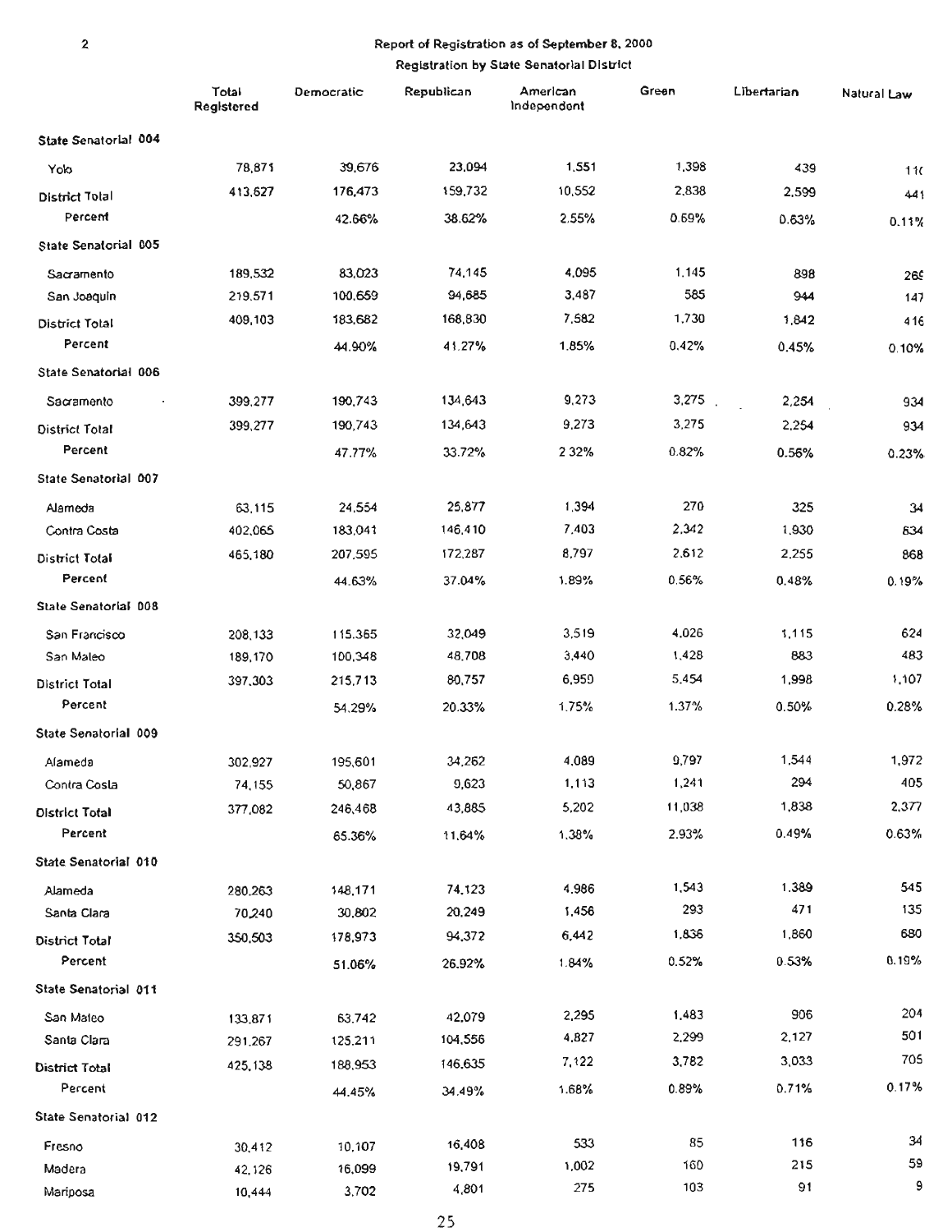Report of Registration as of September 8, 2000

Registration by State Senatorial District

| | Total Registered | Democratic | Republican | American Independent | Green | Libertarian | Natural Law |
|---|---|---|---|---|---|---|---|
| **State Senatorial 004** | | | | | | | |
| Yolo | 78,871 | 39,676 | 23,094 | 1,551 | 1,398 | 439 | 110 |
| **District Total** | 413,627 | 176,473 | 159,732 | 10,552 | 2,838 | 2,599 | 441 |
| **Percent** | | 42.66% | 38.62% | 2.55% | 0.69% | 0.63% | 0.11% |
| **State Senatorial 005** | | | | | | | |
| Sacramento | 189,532 | 83,023 | 74,145 | 4,095 | 1,145 | 898 | 269 |
| San Joaquin | 219,571 | 100,659 | 94,685 | 3,487 | 585 | 944 | 147 |
| **District Total** | 409,103 | 183,682 | 168,830 | 7,582 | 1,730 | 1,842 | 416 |
| **Percent** | | 44.90% | 41.27% | 1.85% | 0.42% | 0.45% | 0.10% |
| **State Senatorial 006** | | | | | | | |
| Sacramento | 399,277 | 190,743 | 134,643 | 9,273 | 3,275 | 2,254 | 934 |
| **District Total** | 399,277 | 190,743 | 134,643 | 9,273 | 3,275 | 2,254 | 934 |
| **Percent** | | 47.77% | 33.72% | 2.32% | 0.82% | 0.56% | 0.23% |
| **State Senatorial 007** | | | | | | | |
| Alameda | 63,115 | 24,554 | 25,877 | 1,394 | 270 | 325 | 34 |
| Contra Costa | 402,065 | 183,041 | 146,410 | 7,403 | 2,342 | 1,930 | 834 |
| **District Total** | 465,180 | 207,595 | 172,287 | 8,797 | 2,612 | 2,255 | 868 |
| **Percent** | | 44.63% | 37.04% | 1.89% | 0.56% | 0.48% | 0.19% |
| **State Senatorial 008** | | | | | | | |
| San Francisco | 208,133 | 115,365 | 32,049 | 3,519 | 4,026 | 1,115 | 624 |
| San Mateo | 189,170 | 100,348 | 48,708 | 3,440 | 1,428 | 883 | 483 |
| **District Total** | 397,303 | 215,713 | 80,757 | 6,959 | 5,454 | 1,998 | 1,107 |
| **Percent** | | 54.29% | 20.33% | 1.75% | 1.37% | 0.50% | 0.28% |
| **State Senatorial 009** | | | | | | | |
| Alameda | 302,927 | 195,601 | 34,262 | 4,089 | 9,797 | 1,544 | 1,972 |
| Contra Costa | 74,155 | 50,867 | 9,623 | 1,113 | 1,241 | 294 | 405 |
| **District Total** | 377,082 | 246,468 | 43,885 | 5,202 | 11,038 | 1,838 | 2,377 |
| **Percent** | | 65.36% | 11.64% | 1.38% | 2.93% | 0.49% | 0.63% |
| **State Senatorial 010** | | | | | | | |
| Alameda | 280,263 | 148,171 | 74,123 | 4,986 | 1,543 | 1,389 | 545 |
| Santa Clara | 70,240 | 30,802 | 20,249 | 1,456 | 293 | 471 | 135 |
| **District Total** | 350,503 | 178,973 | 94,372 | 6,442 | 1,836 | 1,860 | 680 |
| **Percent** | | 51.06% | 26.92% | 1.84% | 0.52% | 0.53% | 0.19% |
| **State Senatorial 011** | | | | | | | |
| San Mateo | 133,871 | 63,742 | 42,079 | 2,295 | 1,483 | 906 | 204 |
| Santa Clara | 291,267 | 125,211 | 104,556 | 4,827 | 2,299 | 2,127 | 501 |
| **District Total** | 425,138 | 188,953 | 146,635 | 7,122 | 3,782 | 3,033 | 705 |
| **Percent** | | 44.45% | 34.49% | 1.68% | 0.89% | 0.71% | 0.17% |
| **State Senatorial 012** | | | | | | | |
| Fresno | 30,412 | 10,107 | 16,408 | 533 | 85 | 116 | 34 |
| Madera | 42,126 | 16,099 | 19,791 | 1,002 | 160 | 215 | 59 |
| Mariposa | 10,444 | 3,702 | 4,801 | 275 | 103 | 91 | 9 |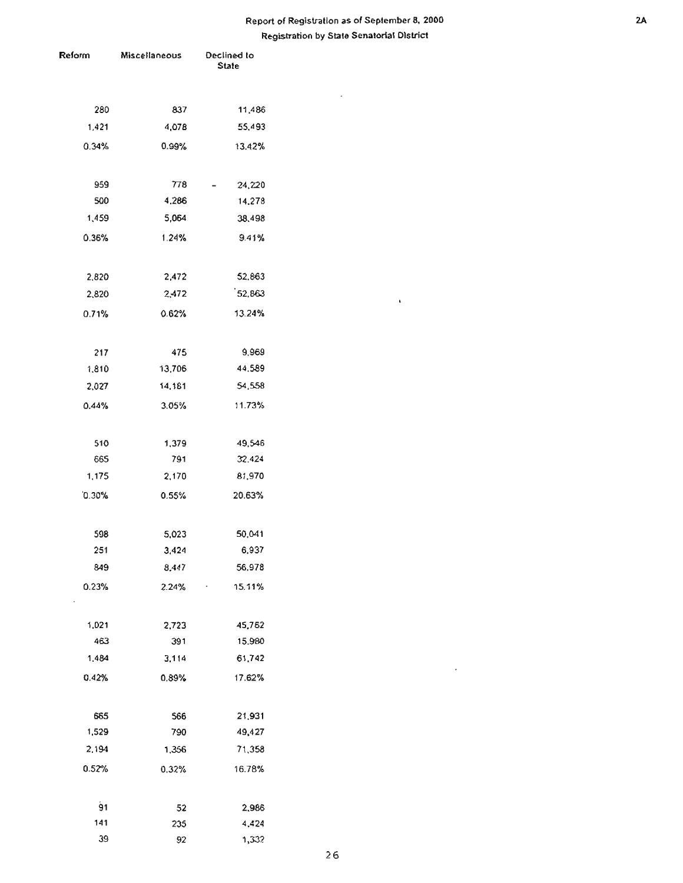# Report of Registration as of September 8, 2000

## Registration by State Senatorial District

| Reform | Miscellaneous | Declined to State |
|---|---|---|
| 280 | 837 | 11,486 |
| 1,421 | 4,078 | 55,493 |
| 0.34% | 0.99% | 13.42% |
| | | |
| 959 | 778 | 24,220 |
| 500 | 4,286 | 14,278 |
| 1,459 | 5,064 | 38,498 |
| 0.36% | 1.24% | 9.41% |
| | | |
| 2,820 | 2,472 | 52,863 |
| 2,820 | 2,472 | 52,863 |
| 0.71% | 0.62% | 13.24% |
| | | |
| 217 | 475 | 9,969 |
| 1,810 | 13,706 | 44,589 |
| 2,027 | 14,181 | 54,558 |
| 0.44% | 3.05% | 11.73% |
| | | |
| 510 | 1,379 | 49,546 |
| 665 | 791 | 32,424 |
| 1,175 | 2,170 | 81,970 |
| 0.30% | 0.55% | 20.63% |
| | | |
| 598 | 5,023 | 50,041 |
| 251 | 3,424 | 6,937 |
| 849 | 8,447 | 56,978 |
| 0.23% | 2.24% | 15.11% |
| | | |
| 1,021 | 2,723 | 45,762 |
| 463 | 391 | 15,980 |
| 1,484 | 3,114 | 61,742 |
| 0.42% | 0.89% | 17.62% |
| | | |
| 665 | 566 | 21,931 |
| 1,529 | 790 | 49,427 |
| 2,194 | 1,356 | 71,358 |
| 0.52% | 0.32% | 16.78% |
| | | |
| 91 | 52 | 2,986 |
| 141 | 235 | 4,424 |
| 39 | 92 | 1,332 |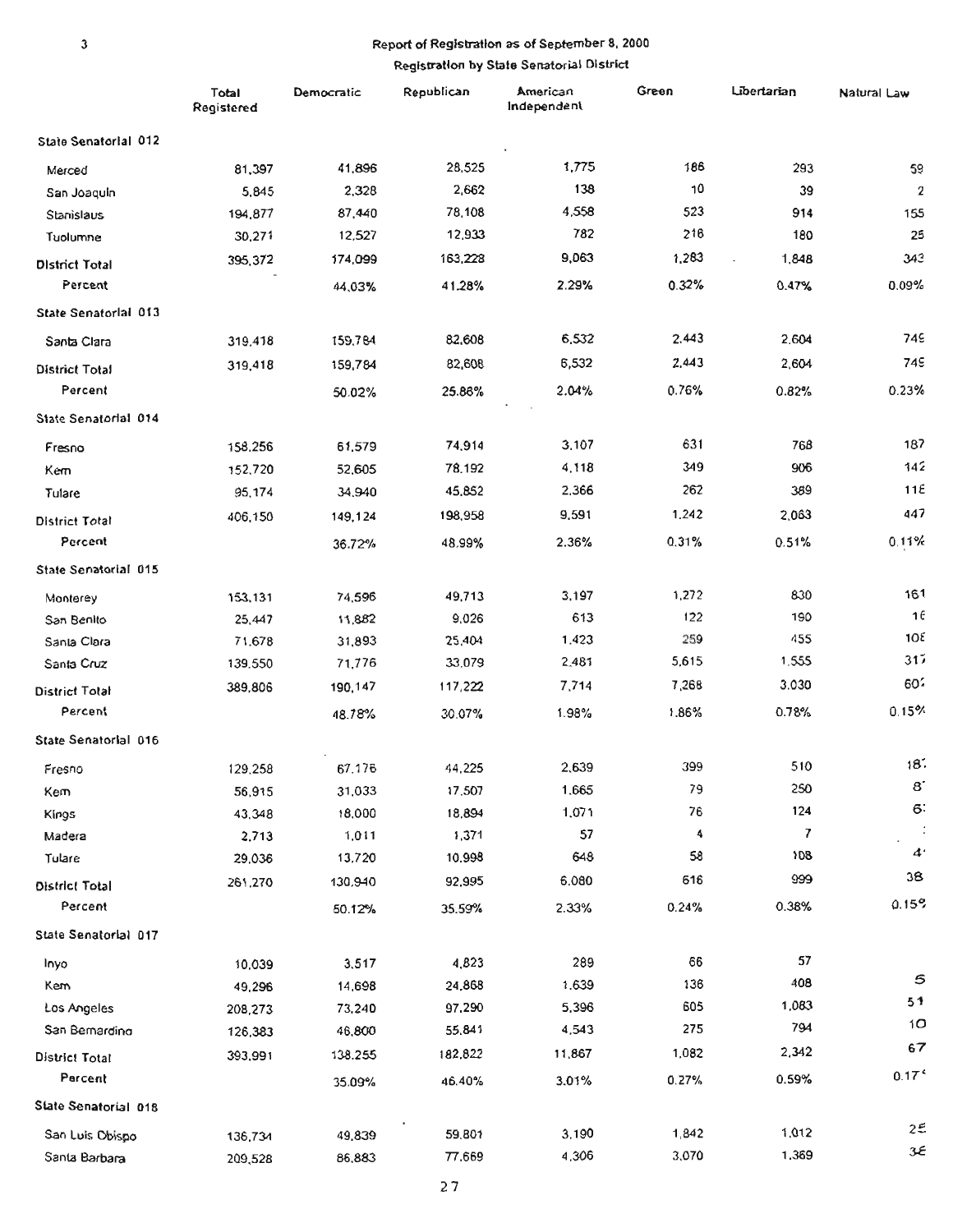## Report of Registration as of September 8, 2000

### Registration by State Senatorial District

| | Total Registered | Democratic | Republican | American Independent | Green | Libertarian | Natural Law |
|---|---|---|---|---|---|---|---|
| **State Senatorial 012** | | | | | | | |
| Merced | 81,397 | 41,896 | 28,525 | 1,775 | 186 | 293 | 59 |
| San Joaquin | 5,845 | 2,328 | 2,662 | 138 | 10 | 39 | 2 |
| Stanislaus | 194,877 | 87,440 | 78,108 | 4,558 | 523 | 914 | 155 |
| Tuolumne | 30,271 | 12,527 | 12,933 | 782 | 216 | 180 | 25 |
| District Total | 395,372 | 174,099 | 163,228 | 9,063 | 1,283 | 1,848 | 343 |
| Percent | | 44.03% | 41.28% | 2.29% | 0.32% | 0.47% | 0.09% |
| **State Senatorial 013** | | | | | | | |
| Santa Clara | 319,418 | 159,784 | 82,608 | 6,532 | 2,443 | 2,604 | 749 |
| District Total | 319,418 | 159,784 | 82,608 | 6,532 | 2,443 | 2,604 | 749 |
| Percent | | 50.02% | 25.86% | 2.04% | 0.76% | 0.82% | 0.23% |
| **State Senatorial 014** | | | | | | | |
| Fresno | 158,256 | 61,579 | 74,914 | 3,107 | 631 | 768 | 187 |
| Kern | 152,720 | 52,605 | 78,192 | 4,118 | 349 | 906 | 142 |
| Tulare | 95,174 | 34,940 | 45,852 | 2,366 | 262 | 389 | 118 |
| District Total | 406,150 | 149,124 | 198,958 | 9,591 | 1,242 | 2,063 | 447 |
| Percent | | 36.72% | 48.99% | 2.36% | 0.31% | 0.51% | 0.11% |
| **State Senatorial 015** | | | | | | | |
| Monterey | 153,131 | 74,596 | 49,713 | 3,197 | 1,272 | 830 | 161 |
| San Benito | 25,447 | 11,882 | 9,026 | 613 | 122 | 190 | 16 |
| Santa Clara | 71,678 | 31,893 | 25,404 | 1,423 | 259 | 455 | 108 |
| Santa Cruz | 139,550 | 71,776 | 33,079 | 2,481 | 5,615 | 1,555 | 317 |
| District Total | 389,806 | 190,147 | 117,222 | 7,714 | 7,268 | 3,030 | 602 |
| Percent | | 48.78% | 30.07% | 1.98% | 1.86% | 0.78% | 0.15% |
| **State Senatorial 016** | | | | | | | |
| Fresno | 129,258 | 67,176 | 44,225 | 2,639 | 399 | 510 | 187 |
| Kern | 56,915 | 31,033 | 17,507 | 1,665 | 79 | 250 | 87 |
| Kings | 43,348 | 18,000 | 18,894 | 1,071 | 76 | 124 | 63 |
| Madera | 2,713 | 1,011 | 1,371 | 57 | 4 | 7 | |
| Tulare | 29,036 | 13,720 | 10,998 | 648 | 58 | 108 | 41 |
| District Total | 261,270 | 130,940 | 92,995 | 6,080 | 616 | 999 | 38 |
| Percent | | 50.12% | 35.59% | 2.33% | 0.24% | 0.38% | 0.15% |
| **State Senatorial 017** | | | | | | | |
| Inyo | 10,039 | 3,517 | 4,823 | 289 | 66 | 57 | |
| Kern | 49,296 | 14,698 | 24,868 | 1,639 | 136 | 408 | 5 |
| Los Angeles | 208,273 | 73,240 | 97,290 | 5,396 | 605 | 1,083 | 51 |
| San Bernardino | 126,383 | 46,800 | 55,841 | 4,543 | 275 | 794 | 10 |
| District Total | 393,991 | 138,255 | 182,822 | 11,867 | 1,082 | 2,342 | 67 |
| Percent | | 35.09% | 46.40% | 3.01% | 0.27% | 0.59% | 0.17% |
| **State Senatorial 018** | | | | | | | |
| San Luis Obispo | 136,734 | 49,839 | 59,801 | 3,190 | 1,842 | 1,012 | 25 |
| Santa Barbara | 209,528 | 86,883 | 77,669 | 4,306 | 3,070 | 1,369 | 36 |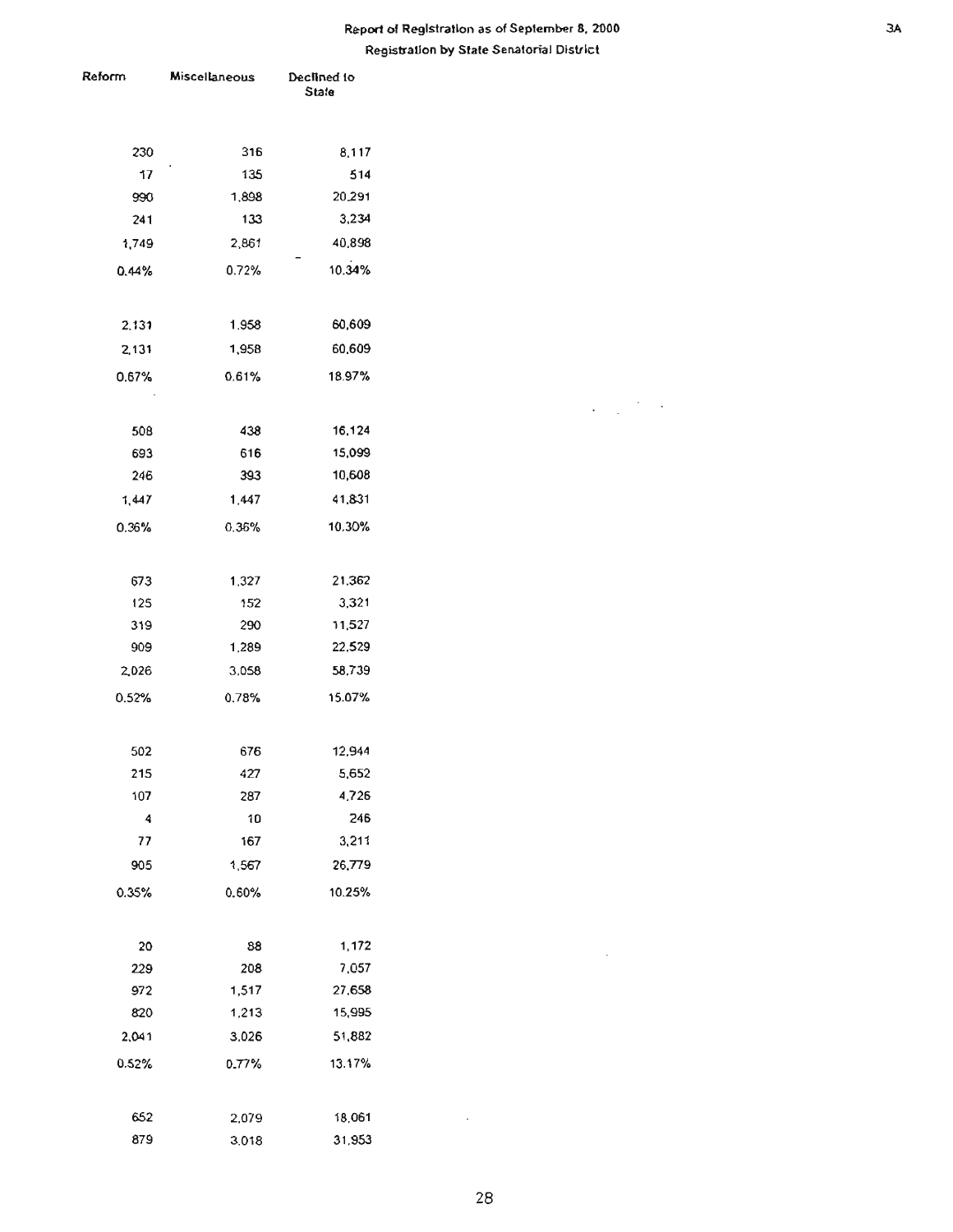# Report of Registration as of September 8, 2000

## Registration by State Senatorial District

| Reform | Miscellaneous | Declined to State |
|---|---|---|
| 230 | 316 | 8,117 |
| 17 | 135 | 514 |
| 990 | 1,898 | 20,291 |
| 241 | 133 | 3,234 |
| 1,749 | 2,861 | 40,898 |
| 0.44% | 0.72% | 10.34% |
| | | |
| 2,131 | 1,958 | 60,609 |
| 2,131 | 1,958 | 60,609 |
| 0.67% | 0.61% | 18.97% |
| | | |
| 508 | 438 | 16,124 |
| 693 | 616 | 15,099 |
| 246 | 393 | 10,608 |
| 1,447 | 1,447 | 41,831 |
| 0.36% | 0.36% | 10.30% |
| | | |
| 673 | 1,327 | 21,362 |
| 125 | 152 | 3,321 |
| 319 | 290 | 11,527 |
| 909 | 1,289 | 22,529 |
| 2,026 | 3,058 | 58,739 |
| 0.52% | 0.78% | 15.07% |
| | | |
| 502 | 676 | 12,944 |
| 215 | 427 | 5,652 |
| 107 | 287 | 4,726 |
| 4 | 10 | 246 |
| 77 | 167 | 3,211 |
| 905 | 1,567 | 26,779 |
| 0.35% | 0.60% | 10.25% |
| | | |
| 20 | 88 | 1,172 |
| 229 | 208 | 7,057 |
| 972 | 1,517 | 27,658 |
| 820 | 1,213 | 15,995 |
| 2,041 | 3,026 | 51,882 |
| 0.52% | 0.77% | 13.17% |
| | | |
| 652 | 2,079 | 18,061 |
| 879 | 3,018 | 31,953 |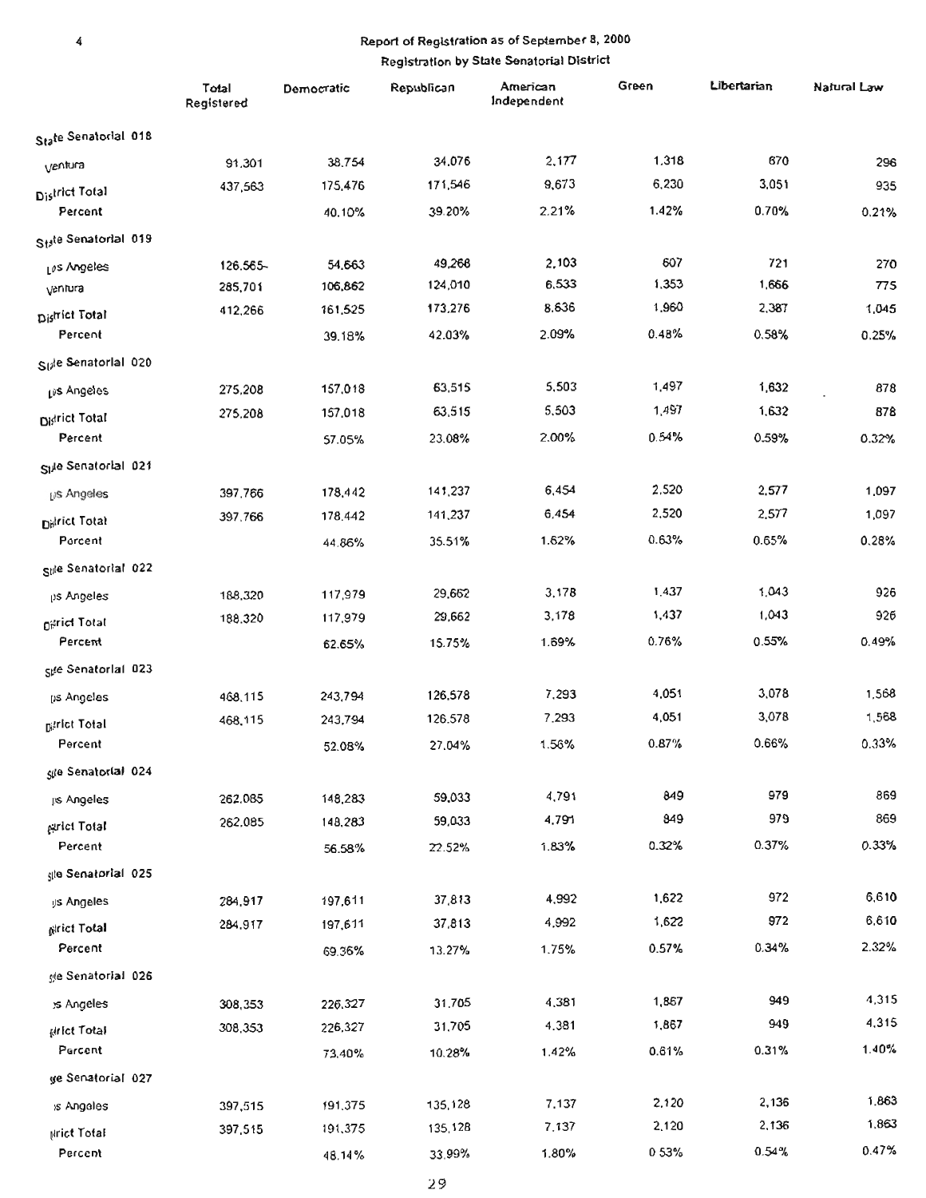## Report of Registration as of September 8, 2000

### Registration by State Senatorial District

| | Total Registered | Democratic | Republican | American Independent | Green | Libertarian | Natural Law |
|---|---|---|---|---|---|---|---|
| **State Senatorial 018** | | | | | | | |
| Ventura | 91,301 | 38,754 | 34,076 | 2,177 | 1,318 | 670 | 296 |
| District Total | 437,563 | 175,476 | 171,546 | 9,673 | 6,230 | 3,051 | 935 |
| Percent | | 40.10% | 39.20% | 2.21% | 1.42% | 0.70% | 0.21% |
| **State Senatorial 019** | | | | | | | |
| Los Angeles | 126,565 | 54,663 | 49,266 | 2,103 | 607 | 721 | 270 |
| Ventura | 285,701 | 106,862 | 124,010 | 6,533 | 1,353 | 1,666 | 775 |
| District Total | 412,266 | 161,525 | 173,276 | 8,636 | 1,960 | 2,387 | 1,045 |
| Percent | | 39.18% | 42.03% | 2.09% | 0.48% | 0.58% | 0.25% |
| **State Senatorial 020** | | | | | | | |
| Los Angeles | 275,208 | 157,018 | 63,515 | 5,503 | 1,497 | 1,632 | 878 |
| District Total | 275,208 | 157,018 | 63,515 | 5,503 | 1,497 | 1,632 | 878 |
| Percent | | 57.05% | 23.08% | 2.00% | 0.54% | 0.59% | 0.32% |
| **State Senatorial 021** | | | | | | | |
| Los Angeles | 397,766 | 178,442 | 141,237 | 6,454 | 2,520 | 2,577 | 1,097 |
| District Total | 397,766 | 178,442 | 141,237 | 6,454 | 2,520 | 2,577 | 1,097 |
| Percent | | 44.86% | 35.51% | 1.62% | 0.63% | 0.65% | 0.28% |
| **State Senatorial 022** | | | | | | | |
| Los Angeles | 188,320 | 117,979 | 29,662 | 3,178 | 1,437 | 1,043 | 926 |
| District Total | 188,320 | 117,979 | 29,662 | 3,178 | 1,437 | 1,043 | 926 |
| Percent | | 62.65% | 15.75% | 1.69% | 0.76% | 0.55% | 0.49% |
| **State Senatorial 023** | | | | | | | |
| Los Angeles | 468,115 | 243,794 | 126,578 | 7,293 | 4,051 | 3,078 | 1,568 |
| District Total | 468,115 | 243,794 | 126,578 | 7,293 | 4,051 | 3,078 | 1,568 |
| Percent | | 52.08% | 27.04% | 1.56% | 0.87% | 0.66% | 0.33% |
| **State Senatorial 024** | | | | | | | |
| Los Angeles | 262,085 | 148,283 | 59,033 | 4,791 | 849 | 979 | 869 |
| District Total | 262,085 | 148,283 | 59,033 | 4,791 | 849 | 979 | 869 |
| Percent | | 56.58% | 22.52% | 1.83% | 0.32% | 0.37% | 0.33% |
| **State Senatorial 025** | | | | | | | |
| Los Angeles | 284,917 | 197,611 | 37,813 | 4,992 | 1,622 | 972 | 6,610 |
| District Total | 284,917 | 197,611 | 37,813 | 4,992 | 1,622 | 972 | 6,610 |
| Percent | | 69.36% | 13.27% | 1.75% | 0.57% | 0.34% | 2.32% |
| **State Senatorial 026** | | | | | | | |
| Los Angeles | 308,353 | 226,327 | 31,705 | 4,381 | 1,867 | 949 | 4,315 |
| District Total | 308,353 | 226,327 | 31,705 | 4,381 | 1,867 | 949 | 4,315 |
| Percent | | 73.40% | 10.28% | 1.42% | 0.61% | 0.31% | 1.40% |
| **State Senatorial 027** | | | | | | | |
| Los Angeles | 397,515 | 191,375 | 135,128 | 7,137 | 2,120 | 2,136 | 1,863 |
| District Total | 397,515 | 191,375 | 135,128 | 7,137 | 2,120 | 2,136 | 1,863 |
| Percent | | 48.14% | 33.99% | 1.80% | 0.53% | 0.54% | 0.47% |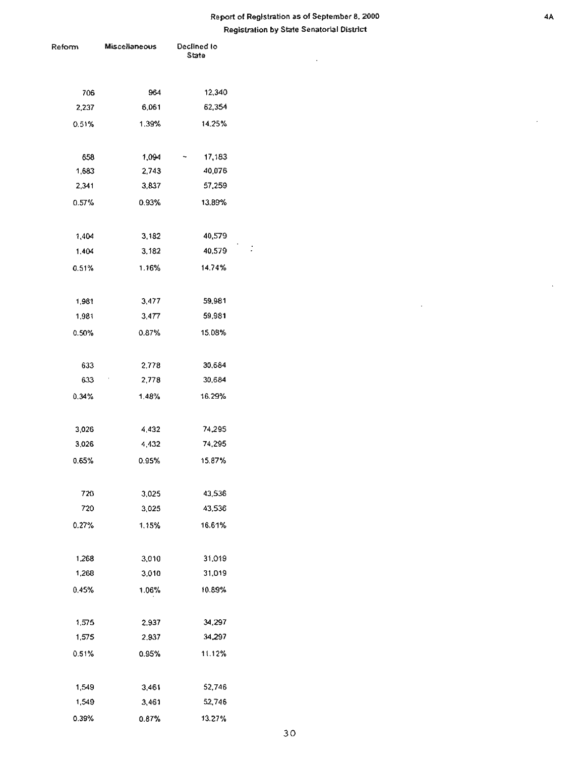# Report of Registration as of September 8, 2000

## Registration by State Senatorial District

| Reform | Miscellaneous | Declined to State |
|---|---|---|
| 706 | 964 | 12,340 |
| 2,237 | 6,061 | 62,354 |
| 0.51% | 1.39% | 14.25% |
| | | |
| 658 | 1,094 | 17,183 |
| 1,683 | 2,743 | 40,076 |
| 2,341 | 3,837 | 57,259 |
| 0.57% | 0.93% | 13.89% |
| | | |
| 1,404 | 3,182 | 40,579 |
| 1,404 | 3,182 | 40,579 |
| 0.51% | 1.16% | 14.74% |
| | | |
| 1,981 | 3,477 | 59,981 |
| 1,981 | 3,477 | 59,981 |
| 0.50% | 0.87% | 15.08% |
| | | |
| 633 | 2,778 | 30,684 |
| 633 | 2,778 | 30,684 |
| 0.34% | 1.48% | 16.29% |
| | | |
| 3,026 | 4,432 | 74,295 |
| 3,026 | 4,432 | 74,295 |
| 0.65% | 0.95% | 15.87% |
| | | |
| 720 | 3,025 | 43,536 |
| 720 | 3,025 | 43,536 |
| 0.27% | 1.15% | 16.61% |
| | | |
| 1,268 | 3,010 | 31,019 |
| 1,268 | 3,010 | 31,019 |
| 0.45% | 1.06% | 10.89% |
| | | |
| 1,575 | 2,937 | 34,297 |
| 1,575 | 2,937 | 34,297 |
| 0.51% | 0.95% | 11.12% |
| | | |
| 1,549 | 3,461 | 52,746 |
| 1,549 | 3,461 | 52,746 |
| 0.39% | 0.87% | 13.27% |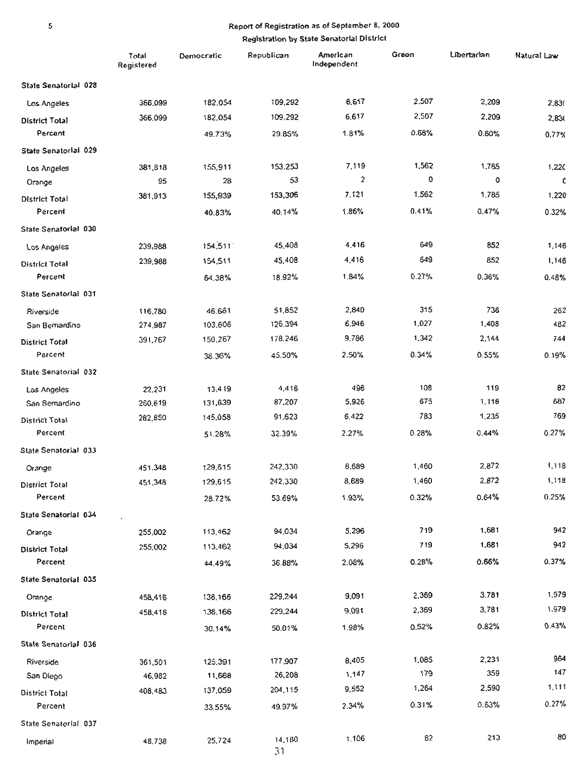## Report of Registration as of September 8, 2000

### Registration by State Senatorial District

| | Total Registered | Democratic | Republican | American Independent | Green | Libertarian | Natural Law |
|---|---|---|---|---|---|---|---|
| **State Senatorial 028** | | | | | | | |
| Los Angeles | 366,099 | 182,054 | 109,292 | 6,617 | 2,507 | 2,209 | 2,83( |
| **District Total** | 366,099 | 182,054 | 109,292 | 6,617 | 2,507 | 2,209 | 2,83( |
| Percent | | 49.73% | 29.85% | 1.81% | 0.68% | 0.60% | 0.77% |
| **State Senatorial 029** | | | | | | | |
| Los Angeles | 381,818 | 155,911 | 153,253 | 7,119 | 1,562 | 1,785 | 1,22( |
| Orange | 95 | 28 | 53 | 2 | 0 | 0 | ( |
| **District Total** | 381,913 | 155,939 | 153,306 | 7,121 | 1,562 | 1,785 | 1,220 |
| Percent | | 40.83% | 40.14% | 1.86% | 0.41% | 0.47% | 0.32% |
| **State Senatorial 030** | | | | | | | |
| Los Angeles | 239,988 | 154,511 | 45,408 | 4,416 | 649 | 852 | 1,146 |
| **District Total** | 239,988 | 154,511 | 45,408 | 4,416 | 649 | 852 | 1,146 |
| Percent | | 64.38% | 18.92% | 1.84% | 0.27% | 0.36% | 0.48% |
| **State Senatorial 031** | | | | | | | |
| Riverside | 116,780 | 46,661 | 51,852 | 2,840 | 315 | 736 | 262 |
| San Bernardino | 274,987 | 103,606 | 126,394 | 6,946 | 1,027 | 1,408 | 482 |
| **District Total** | 391,767 | 150,267 | 178,246 | 9,786 | 1,342 | 2,144 | 744 |
| Percent | | 38.36% | 45.50% | 2.50% | 0.34% | 0.55% | 0.19% |
| **State Senatorial 032** | | | | | | | |
| Los Angeles | 22,231 | 13,419 | 4,416 | 496 | 108 | 119 | 82 |
| San Bernardino | 260,619 | 131,639 | 87,207 | 5,926 | 675 | 1,116 | 687 |
| **District Total** | 282,850 | 145,058 | 91,623 | 6,422 | 783 | 1,235 | 769 |
| Percent | | 51.28% | 32.39% | 2.27% | 0.28% | 0.44% | 0.27% |
| **State Senatorial 033** | | | | | | | |
| Orange | 451,348 | 129,615 | 242,330 | 8,689 | 1,460 | 2,872 | 1,118 |
| **District Total** | 451,348 | 129,615 | 242,330 | 8,689 | 1,460 | 2,872 | 1,118 |
| Percent | | 28.72% | 53.69% | 1.93% | 0.32% | 0.64% | 0.25% |
| **State Senatorial 034** | | | | | | | |
| Orange | 255,002 | 113,462 | 94,034 | 5,296 | 719 | 1,681 | 942 |
| **District Total** | 255,002 | 113,462 | 94,034 | 5,296 | 719 | 1,681 | 942 |
| Percent | | 44.49% | 36.88% | 2.08% | 0.28% | 0.66% | 0.37% |
| **State Senatorial 035** | | | | | | | |
| Orange | 458,416 | 138,166 | 229,244 | 9,091 | 2,369 | 3,781 | 1,979 |
| **District Total** | 458,416 | 138,166 | 229,244 | 9,091 | 2,369 | 3,781 | 1,979 |
| Percent | | 30.14% | 50.01% | 1.98% | 0.52% | 0.82% | 0.43% |
| **State Senatorial 036** | | | | | | | |
| Riverside | 361,501 | 125,391 | 177,907 | 8,405 | 1,085 | 2,231 | 964 |
| San Diego | 46,982 | 11,668 | 26,208 | 1,147 | 179 | 359 | 147 |
| **District Total** | 408,483 | 137,059 | 204,115 | 9,552 | 1,264 | 2,590 | 1,111 |
| Percent | | 33.55% | 49.97% | 2.34% | 0.31% | 0.63% | 0.27% |
| **State Senatorial 037** | | | | | | | |
| Imperial | 48,738 | 25,724 | 14,180 | 1,106 | 82 | 213 | 80 |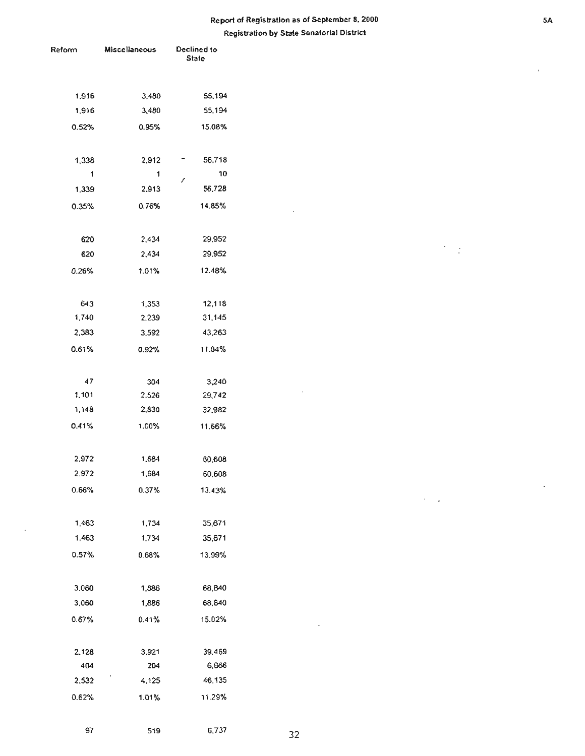## Report of Registration as of September 8, 2000

### Registration by State Senatorial District

| Reform | Miscellaneous | Declined to State |
|---|---|---|
| 1,916 | 3,480 | 55,194 |
| 1,916 | 3,480 | 55,194 |
| 0.52% | 0.95% | 15.08% |
| | | |
| 1,338 | 2,912 | 56,718 |
| 1 | 1 | 10 |
| 1,339 | 2,913 | 56,728 |
| 0.35% | 0.76% | 14.85% |
| | | |
| 620 | 2,434 | 29,952 |
| 620 | 2,434 | 29,952 |
| 0.26% | 1.01% | 12.48% |
| | | |
| 643 | 1,353 | 12,118 |
| 1,740 | 2,239 | 31,145 |
| 2,383 | 3,592 | 43,263 |
| 0.61% | 0.92% | 11.04% |
| | | |
| 47 | 304 | 3,240 |
| 1,101 | 2,526 | 29,742 |
| 1,148 | 2,830 | 32,982 |
| 0.41% | 1.00% | 11.66% |
| | | |
| 2,972 | 1,684 | 60,608 |
| 2,972 | 1,684 | 60,608 |
| 0.66% | 0.37% | 13.43% |
| | | |
| 1,463 | 1,734 | 35,671 |
| 1,463 | 1,734 | 35,671 |
| 0.57% | 0.68% | 13.99% |
| | | |
| 3,060 | 1,886 | 68,840 |
| 3,060 | 1,886 | 68,840 |
| 0.67% | 0.41% | 15.02% |
| | | |
| 2,128 | 3,921 | 39,469 |
| 404 | 204 | 6,666 |
| 2,532 | 4,125 | 46,135 |
| 0.62% | 1.01% | 11.29% |
| | | |
| 97 | 519 | 6,737 |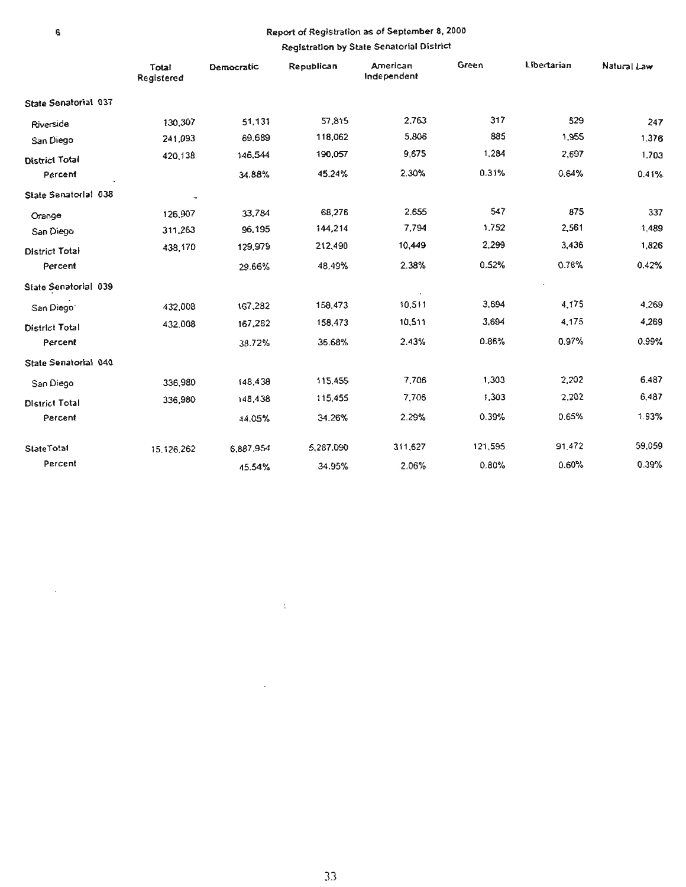## Report of Registration as of September 8, 2000

### Registration by State Senatorial District

| | Total Registered | Democratic | Republican | American Independent | Green | Libertarian | Natural Law |
|---|---|---|---|---|---|---|---|
| **State Senatorial 037** | | | | | | | |
| Riverside | 130,307 | 51,131 | 57,815 | 2,763 | 317 | 529 | 247 |
| San Diego | 241,093 | 69,689 | 118,062 | 5,806 | 885 | 1,955 | 1,376 |
| District Total | 420,138 | 146,544 | 190,057 | 9,675 | 1,284 | 2,697 | 1,703 |
| Percent | | 34.88% | 45.24% | 2.30% | 0.31% | 0.64% | 0.41% |
| **State Senatorial 038** | | | | | | | |
| Orange | 126,907 | 33,784 | 68,276 | 2,655 | 547 | 875 | 337 |
| San Diego | 311,263 | 96,195 | 144,214 | 7,794 | 1,752 | 2,561 | 1,489 |
| District Total | 438,170 | 129,979 | 212,490 | 10,449 | 2,299 | 3,436 | 1,826 |
| Percent | | 29.66% | 48.49% | 2.38% | 0.52% | 0.78% | 0.42% |
| **State Senatorial 039** | | | | | | | |
| San Diego | 432,008 | 167,282 | 158,473 | 10,511 | 3,694 | 4,175 | 4,269 |
| District Total | 432,008 | 167,282 | 158,473 | 10,511 | 3,694 | 4,175 | 4,269 |
| Percent | | 38.72% | 36.68% | 2.43% | 0.86% | 0.97% | 0.99% |
| **State Senatorial 040** | | | | | | | |
| San Diego | 336,980 | 148,438 | 115,455 | 7,706 | 1,303 | 2,202 | 6,487 |
| District Total | 336,980 | 148,438 | 115,455 | 7,706 | 1,303 | 2,202 | 6,487 |
| Percent | | 44.05% | 34.26% | 2.29% | 0.39% | 0.65% | 1.93% |
| **State Total** | 15,126,262 | 6,887,954 | 5,287,090 | 311,627 | 121,595 | 91,472 | 59,059 |
| Percent | | 45.54% | 34.95% | 2.06% | 0.80% | 0.60% | 0.39% |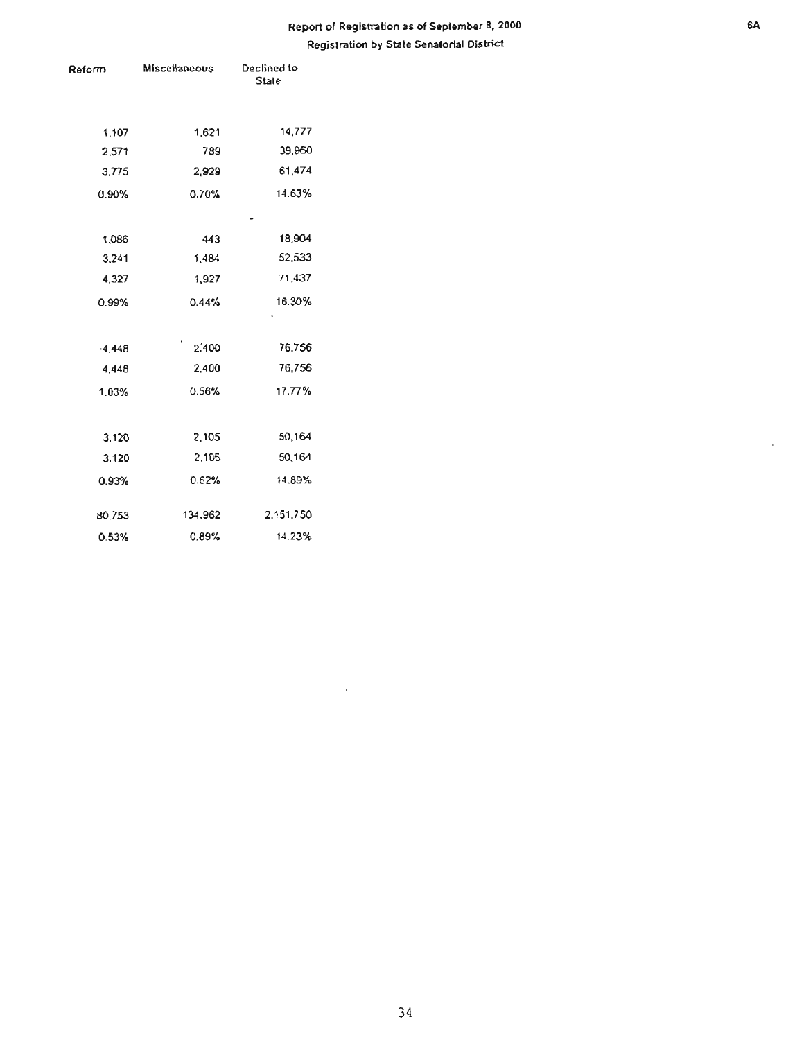## Report of Registration as of September 8, 2000

### Registration by State Senatorial District

| Reform | Miscellaneous | Declined to State |
|---|---|---|
| 1,107 | 1,621 | 14,777 |
| 2,571 | 789 | 39,960 |
| 3,775 | 2,929 | 61,474 |
| 0.90% | 0.70% | 14.63% |
| 1,086 | 443 | 18,904 |
| 3,241 | 1,484 | 52,533 |
| 4,327 | 1,927 | 71,437 |
| 0.99% | 0.44% | 16.30% |
| 4,448 | 2,400 | 76,756 |
| 4,448 | 2,400 | 76,756 |
| 1.03% | 0.56% | 17.77% |
| 3,120 | 2,105 | 50,164 |
| 3,120 | 2,105 | 50,164 |
| 0.93% | 0.62% | 14.89% |
| 80,753 | 134,962 | 2,151,750 |
| 0.53% | 0.89% | 14.23% |